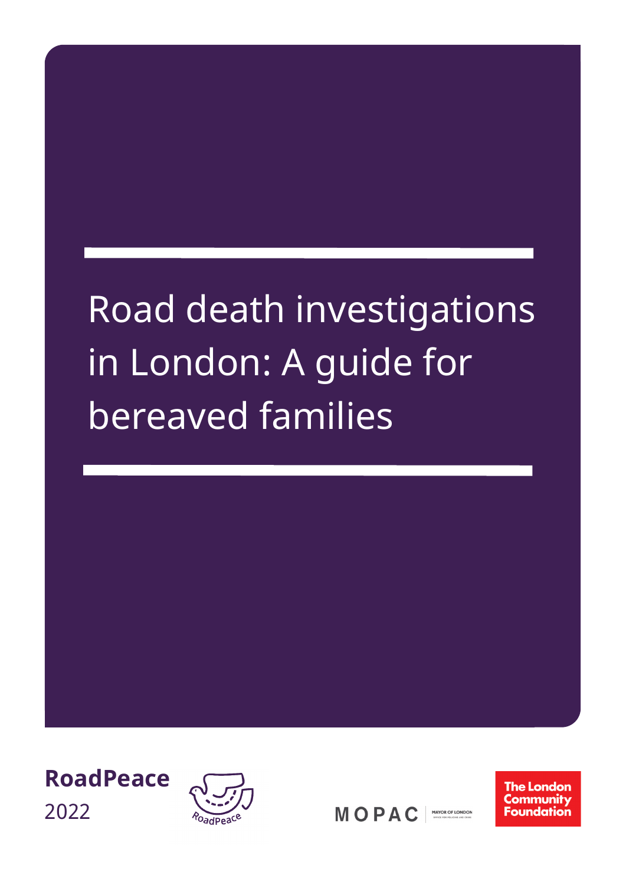# Road death investigations in London: A guide for bereaved families

**RoadPeace**
2022

RoadPeace

MOPAC | MAYOR OF LONDON OFFICE FOR POLICING AND CRIME

The London Community Foundation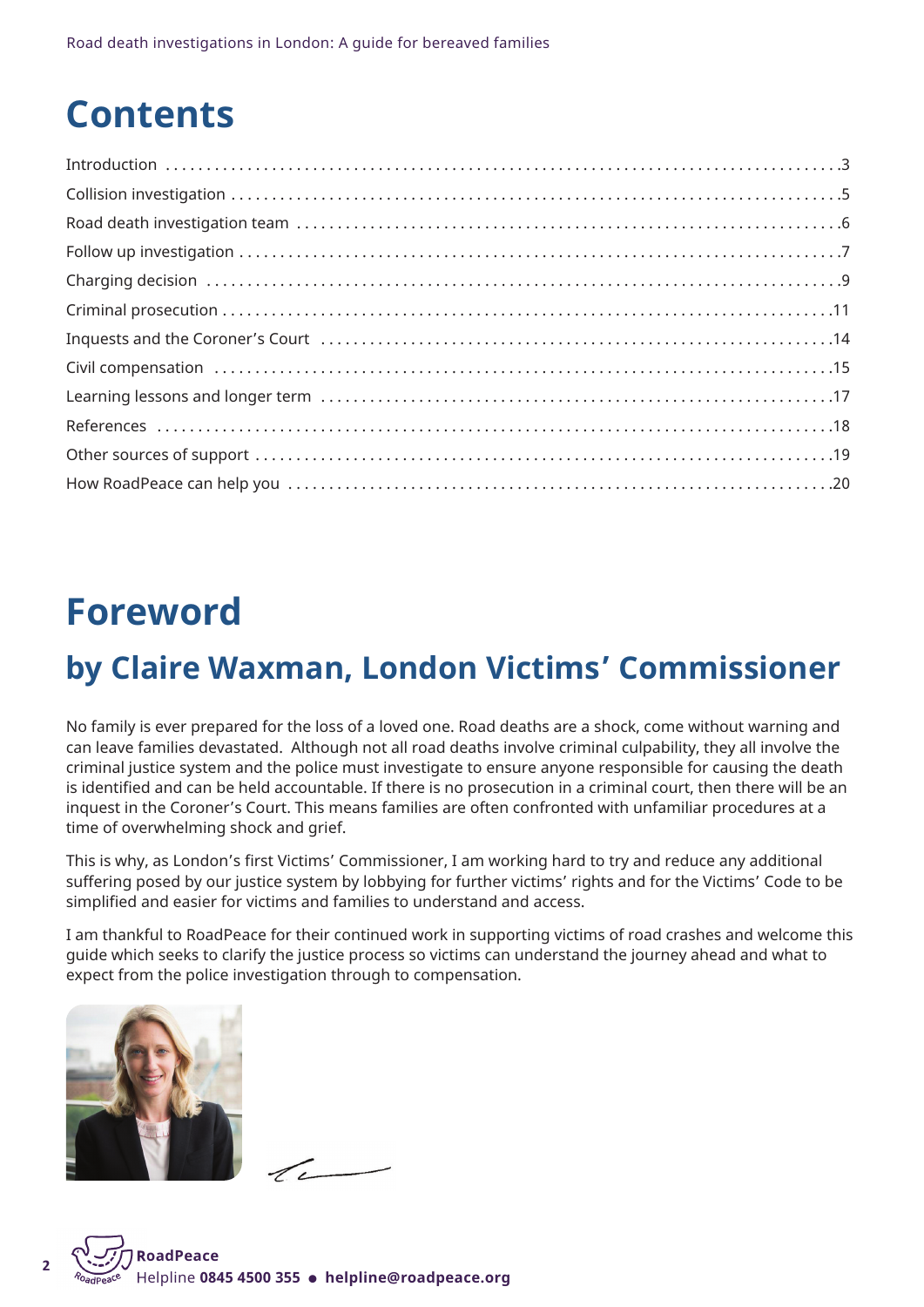# Contents

| | |
|---|---|
| Introduction | 3 |
| Collision investigation | 5 |
| Road death investigation team | 6 |
| Follow up investigation | 7 |
| Charging decision | 9 |
| Criminal prosecution | 11 |
| Inquests and the Coroner's Court | 14 |
| Civil compensation | 15 |
| Learning lessons and longer term | 17 |
| References | 18 |
| Other sources of support | 19 |
| How RoadPeace can help you | 20 |

# Foreword

## by Claire Waxman, London Victims' Commissioner

No family is ever prepared for the loss of a loved one. Road deaths are a shock, come without warning and can leave families devastated. Although not all road deaths involve criminal culpability, they all involve the criminal justice system and the police must investigate to ensure anyone responsible for causing the death is identified and can be held accountable. If there is no prosecution in a criminal court, then there will be an inquest in the Coroner's Court. This means families are often confronted with unfamiliar procedures at a time of overwhelming shock and grief.

This is why, as London's first Victims' Commissioner, I am working hard to try and reduce any additional suffering posed by our justice system by lobbying for further victims' rights and for the Victims' Code to be simplified and easier for victims and families to understand and access.

I am thankful to RoadPeace for their continued work in supporting victims of road crashes and welcome this guide which seeks to clarify the justice process so victims can understand the journey ahead and what to expect from the police investigation through to compensation.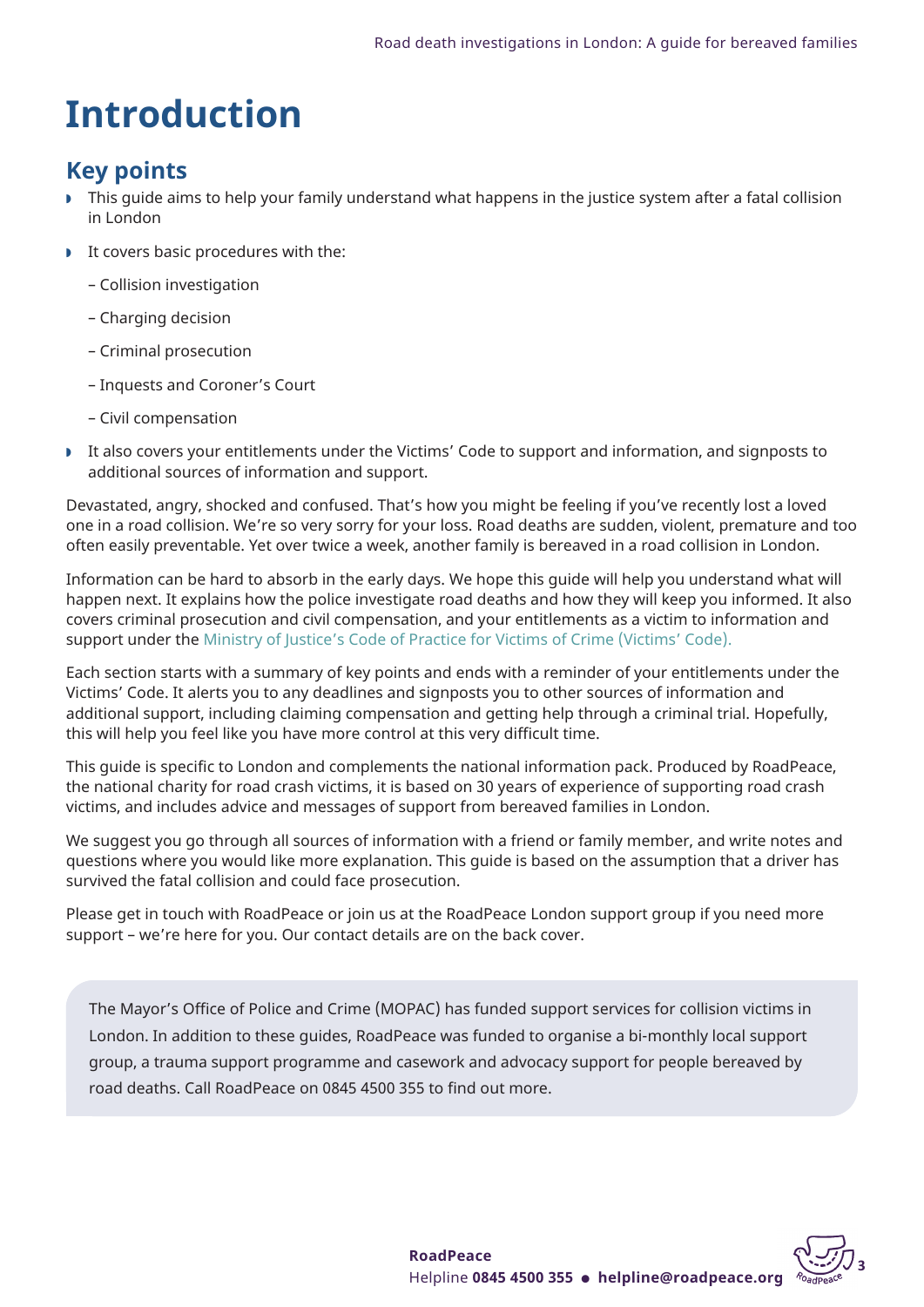# Introduction

## Key points

- This guide aims to help your family understand what happens in the justice system after a fatal collision in London
- It covers basic procedures with the:
  - Collision investigation
  - Charging decision
  - Criminal prosecution
  - Inquests and Coroner's Court
  - Civil compensation
- It also covers your entitlements under the Victims' Code to support and information, and signposts to additional sources of information and support.

Devastated, angry, shocked and confused. That's how you might be feeling if you've recently lost a loved one in a road collision. We're so very sorry for your loss. Road deaths are sudden, violent, premature and too often easily preventable. Yet over twice a week, another family is bereaved in a road collision in London.

Information can be hard to absorb in the early days. We hope this guide will help you understand what will happen next. It explains how the police investigate road deaths and how they will keep you informed. It also covers criminal prosecution and civil compensation, and your entitlements as a victim to information and support under the Ministry of Justice's Code of Practice for Victims of Crime (Victims' Code).

Each section starts with a summary of key points and ends with a reminder of your entitlements under the Victims' Code. It alerts you to any deadlines and signposts you to other sources of information and additional support, including claiming compensation and getting help through a criminal trial. Hopefully, this will help you feel like you have more control at this very difficult time.

This guide is specific to London and complements the national information pack. Produced by RoadPeace, the national charity for road crash victims, it is based on 30 years of experience of supporting road crash victims, and includes advice and messages of support from bereaved families in London.

We suggest you go through all sources of information with a friend or family member, and write notes and questions where you would like more explanation. This guide is based on the assumption that a driver has survived the fatal collision and could face prosecution.

Please get in touch with RoadPeace or join us at the RoadPeace London support group if you need more support – we're here for you. Our contact details are on the back cover.

> The Mayor's Office of Police and Crime (MOPAC) has funded support services for collision victims in London. In addition to these guides, RoadPeace was funded to organise a bi-monthly local support group, a trauma support programme and casework and advocacy support for people bereaved by road deaths. Call RoadPeace on 0845 4500 355 to find out more.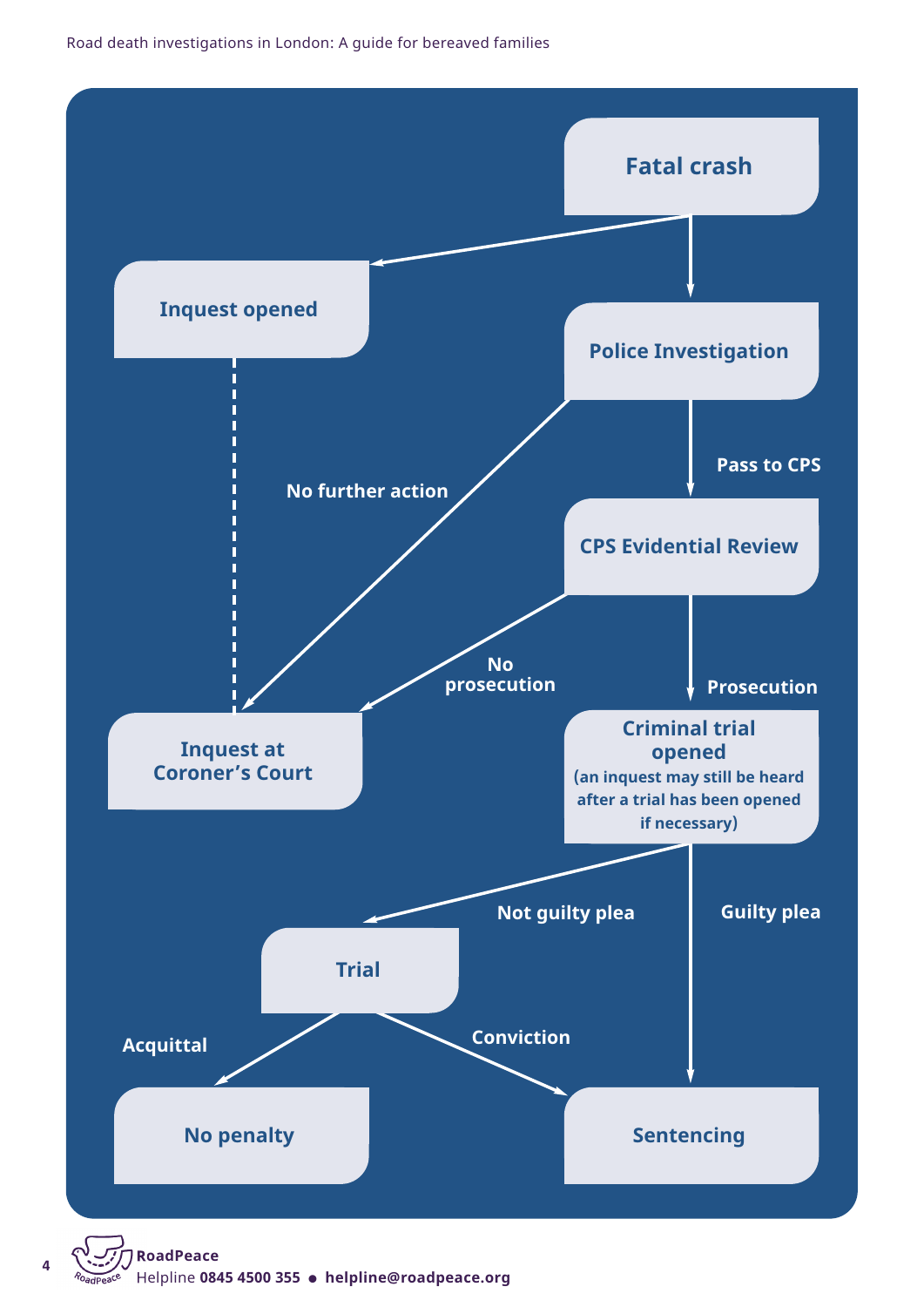Fatal crash

Inquest opened

Police Investigation

No further action

Pass to CPS

CPS Evidential Review

No prosecution

Prosecution

Inquest at Coroner's Court

Criminal trial opened
(an inquest may still be heard after a trial has been opened if necessary)

Not guilty plea

Guilty plea

Trial

Acquittal

Conviction

No penalty

Sentencing

**RoadPeace**
Helpline **0845 4500 355** • **helpline@roadpeace.org**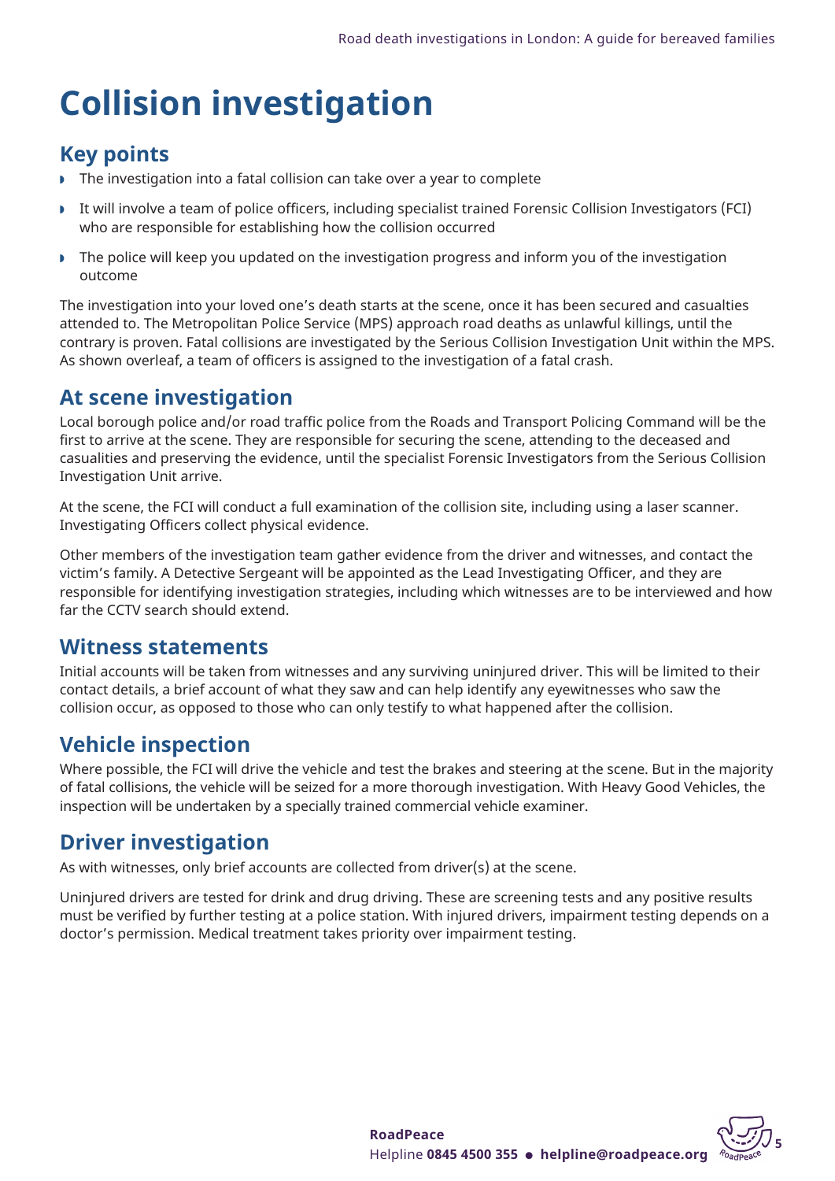# Collision investigation

## Key points

- The investigation into a fatal collision can take over a year to complete
- It will involve a team of police officers, including specialist trained Forensic Collision Investigators (FCI) who are responsible for establishing how the collision occurred
- The police will keep you updated on the investigation progress and inform you of the investigation outcome

The investigation into your loved one's death starts at the scene, once it has been secured and casualties attended to. The Metropolitan Police Service (MPS) approach road deaths as unlawful killings, until the contrary is proven. Fatal collisions are investigated by the Serious Collision Investigation Unit within the MPS. As shown overleaf, a team of officers is assigned to the investigation of a fatal crash.

## At scene investigation

Local borough police and/or road traffic police from the Roads and Transport Policing Command will be the first to arrive at the scene. They are responsible for securing the scene, attending to the deceased and casualities and preserving the evidence, until the specialist Forensic Investigators from the Serious Collision Investigation Unit arrive.

At the scene, the FCI will conduct a full examination of the collision site, including using a laser scanner. Investigating Officers collect physical evidence.

Other members of the investigation team gather evidence from the driver and witnesses, and contact the victim's family. A Detective Sergeant will be appointed as the Lead Investigating Officer, and they are responsible for identifying investigation strategies, including which witnesses are to be interviewed and how far the CCTV search should extend.

## Witness statements

Initial accounts will be taken from witnesses and any surviving uninjured driver. This will be limited to their contact details, a brief account of what they saw and can help identify any eyewitnesses who saw the collision occur, as opposed to those who can only testify to what happened after the collision.

## Vehicle inspection

Where possible, the FCI will drive the vehicle and test the brakes and steering at the scene. But in the majority of fatal collisions, the vehicle will be seized for a more thorough investigation. With Heavy Good Vehicles, the inspection will be undertaken by a specially trained commercial vehicle examiner.

## Driver investigation

As with witnesses, only brief accounts are collected from driver(s) at the scene.

Uninjured drivers are tested for drink and drug driving. These are screening tests and any positive results must be verified by further testing at a police station. With injured drivers, impairment testing depends on a doctor's permission. Medical treatment takes priority over impairment testing.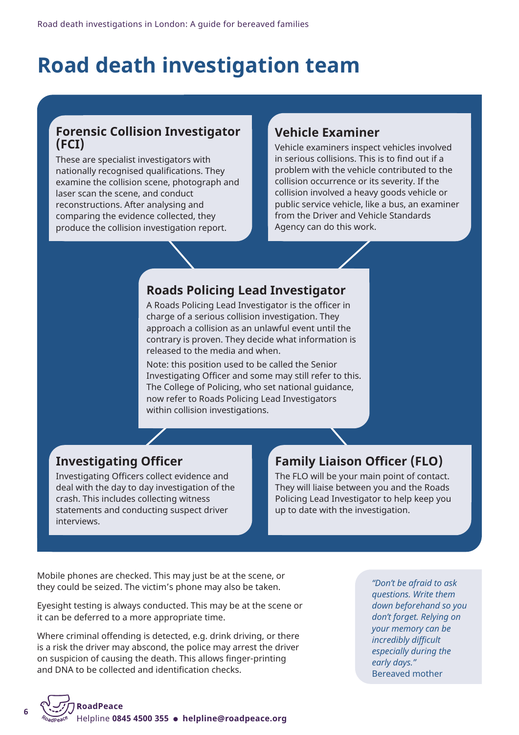# Road death investigation team

## Forensic Collision Investigator (FCI)

These are specialist investigators with nationally recognised qualifications. They examine the collision scene, photograph and laser scan the scene, and conduct reconstructions. After analysing and comparing the evidence collected, they produce the collision investigation report.

## Vehicle Examiner

Vehicle examiners inspect vehicles involved in serious collisions. This is to find out if a problem with the vehicle contributed to the collision occurrence or its severity. If the collision involved a heavy goods vehicle or public service vehicle, like a bus, an examiner from the Driver and Vehicle Standards Agency can do this work.

## Roads Policing Lead Investigator

A Roads Policing Lead Investigator is the officer in charge of a serious collision investigation. They approach a collision as an unlawful event until the contrary is proven. They decide what information is released to the media and when.

Note: this position used to be called the Senior Investigating Officer and some may still refer to this. The College of Policing, who set national guidance, now refer to Roads Policing Lead Investigators within collision investigations.

## Investigating Officer

Investigating Officers collect evidence and deal with the day to day investigation of the crash. This includes collecting witness statements and conducting suspect driver interviews.

## Family Liaison Officer (FLO)

The FLO will be your main point of contact. They will liaise between you and the Roads Policing Lead Investigator to help keep you up to date with the investigation.

Mobile phones are checked. This may just be at the scene, or they could be seized. The victim's phone may also be taken.

Eyesight testing is always conducted. This may be at the scene or it can be deferred to a more appropriate time.

Where criminal offending is detected, e.g. drink driving, or there is a risk the driver may abscond, the police may arrest the driver on suspicion of causing the death. This allows finger-printing and DNA to be collected and identification checks.

> *"Don't be afraid to ask questions. Write them down beforehand so you don't forget. Relying on your memory can be incredibly difficult especially during the early days."*
> Bereaved mother

**RoadPeace**
Helpline **0845 4500 355** • **helpline@roadpeace.org**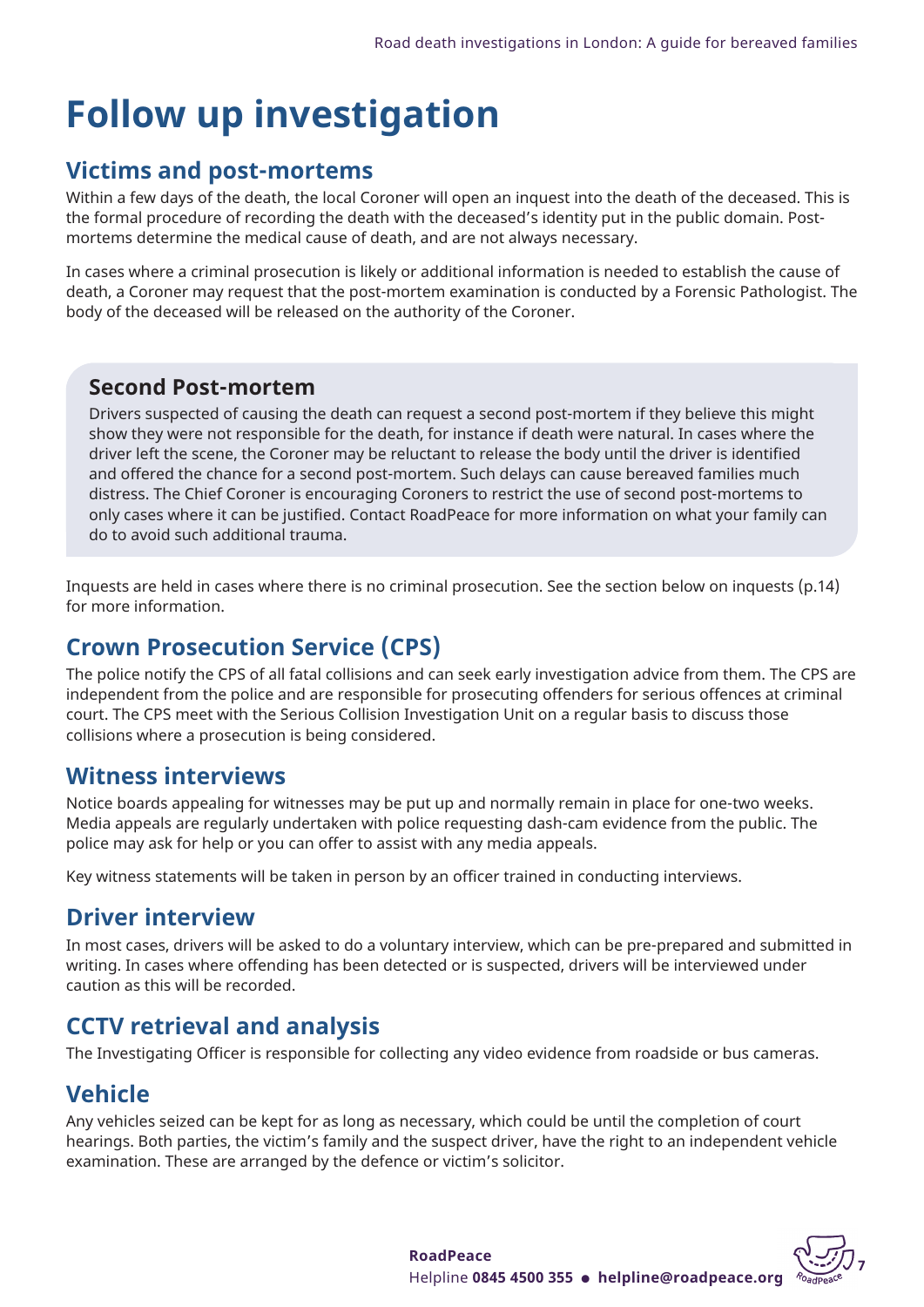# Follow up investigation

## Victims and post-mortems

Within a few days of the death, the local Coroner will open an inquest into the death of the deceased. This is the formal procedure of recording the death with the deceased's identity put in the public domain. Post-mortems determine the medical cause of death, and are not always necessary.

In cases where a criminal prosecution is likely or additional information is needed to establish the cause of death, a Coroner may request that the post-mortem examination is conducted by a Forensic Pathologist. The body of the deceased will be released on the authority of the Coroner.

### Second Post-mortem

Drivers suspected of causing the death can request a second post-mortem if they believe this might show they were not responsible for the death, for instance if death were natural. In cases where the driver left the scene, the Coroner may be reluctant to release the body until the driver is identified and offered the chance for a second post-mortem. Such delays can cause bereaved families much distress. The Chief Coroner is encouraging Coroners to restrict the use of second post-mortems to only cases where it can be justified. Contact RoadPeace for more information on what your family can do to avoid such additional trauma.

Inquests are held in cases where there is no criminal prosecution. See the section below on inquests (p.14) for more information.

## Crown Prosecution Service (CPS)

The police notify the CPS of all fatal collisions and can seek early investigation advice from them. The CPS are independent from the police and are responsible for prosecuting offenders for serious offences at criminal court. The CPS meet with the Serious Collision Investigation Unit on a regular basis to discuss those collisions where a prosecution is being considered.

## Witness interviews

Notice boards appealing for witnesses may be put up and normally remain in place for one-two weeks. Media appeals are regularly undertaken with police requesting dash-cam evidence from the public. The police may ask for help or you can offer to assist with any media appeals.

Key witness statements will be taken in person by an officer trained in conducting interviews.

## Driver interview

In most cases, drivers will be asked to do a voluntary interview, which can be pre-prepared and submitted in writing. In cases where offending has been detected or is suspected, drivers will be interviewed under caution as this will be recorded.

## CCTV retrieval and analysis

The Investigating Officer is responsible for collecting any video evidence from roadside or bus cameras.

## Vehicle

Any vehicles seized can be kept for as long as necessary, which could be until the completion of court hearings. Both parties, the victim's family and the suspect driver, have the right to an independent vehicle examination. These are arranged by the defence or victim's solicitor.

**RoadPeace**
Helpline **0845 4500 355** • **helpline@roadpeace.org**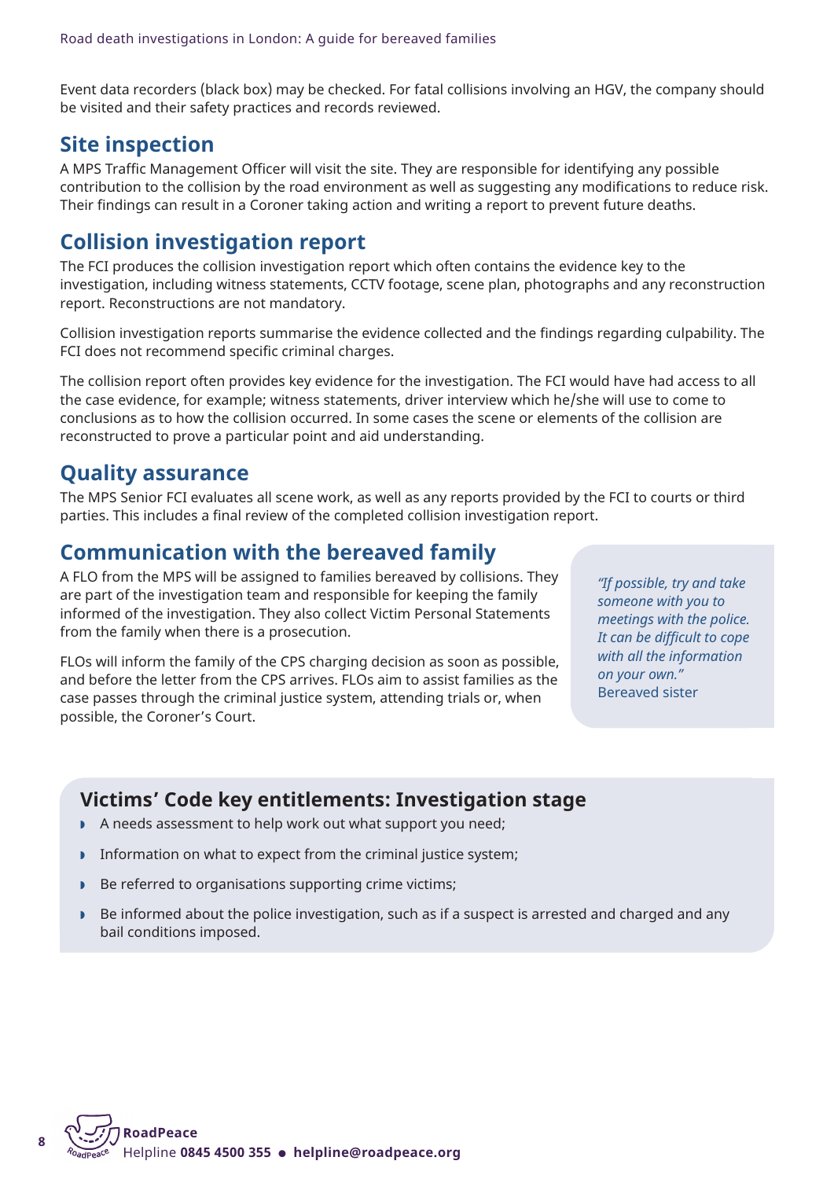Event data recorders (black box) may be checked. For fatal collisions involving an HGV, the company should be visited and their safety practices and records reviewed.

## Site inspection

A MPS Traffic Management Officer will visit the site. They are responsible for identifying any possible contribution to the collision by the road environment as well as suggesting any modifications to reduce risk. Their findings can result in a Coroner taking action and writing a report to prevent future deaths.

## Collision investigation report

The FCI produces the collision investigation report which often contains the evidence key to the investigation, including witness statements, CCTV footage, scene plan, photographs and any reconstruction report. Reconstructions are not mandatory.

Collision investigation reports summarise the evidence collected and the findings regarding culpability. The FCI does not recommend specific criminal charges.

The collision report often provides key evidence for the investigation. The FCI would have had access to all the case evidence, for example; witness statements, driver interview which he/she will use to come to conclusions as to how the collision occurred. In some cases the scene or elements of the collision are reconstructed to prove a particular point and aid understanding.

## Quality assurance

The MPS Senior FCI evaluates all scene work, as well as any reports provided by the FCI to courts or third parties. This includes a final review of the completed collision investigation report.

## Communication with the bereaved family

A FLO from the MPS will be assigned to families bereaved by collisions. They are part of the investigation team and responsible for keeping the family informed of the investigation. They also collect Victim Personal Statements from the family when there is a prosecution.

FLOs will inform the family of the CPS charging decision as soon as possible, and before the letter from the CPS arrives. FLOs aim to assist families as the case passes through the criminal justice system, attending trials or, when possible, the Coroner's Court.

> *"If possible, try and take someone with you to meetings with the police. It can be difficult to cope with all the information on your own."*
> Bereaved sister

### Victims' Code key entitlements: Investigation stage

- A needs assessment to help work out what support you need;
- Information on what to expect from the criminal justice system;
- Be referred to organisations supporting crime victims;
- Be informed about the police investigation, such as if a suspect is arrested and charged and any bail conditions imposed.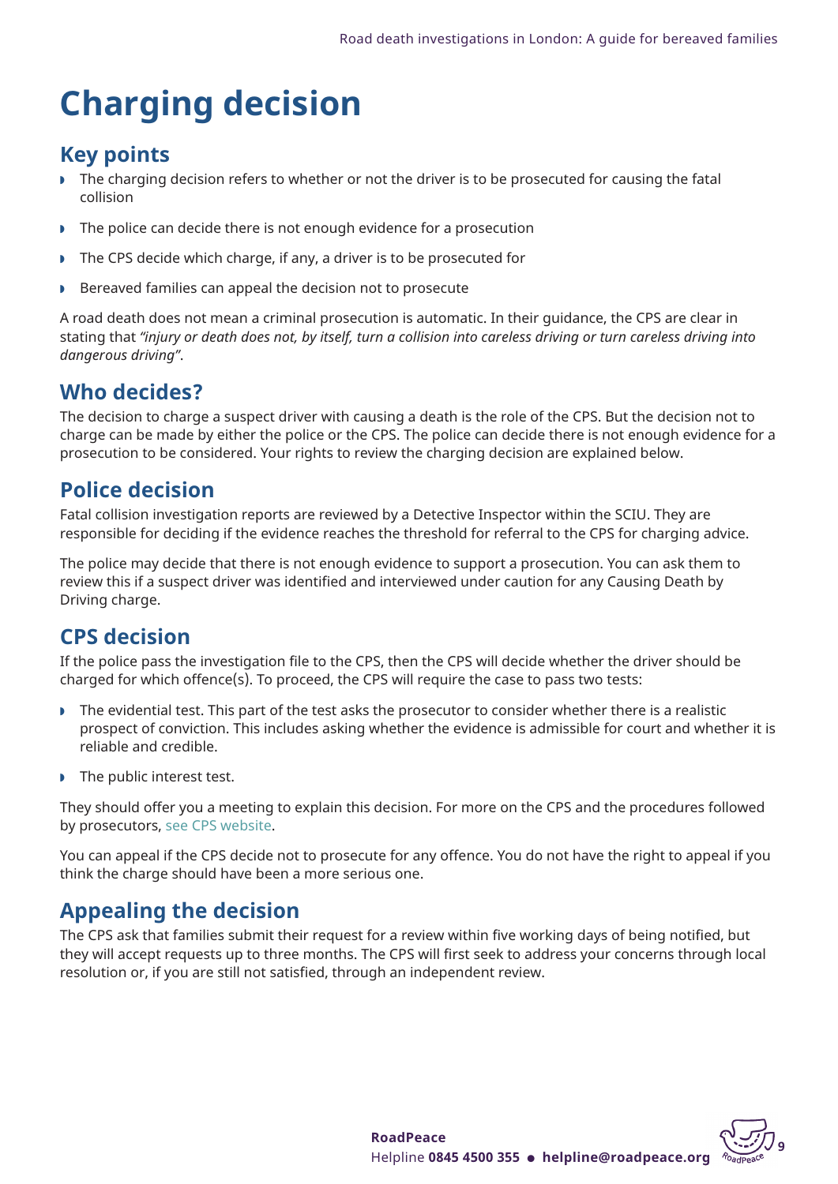# Charging decision

## Key points

- The charging decision refers to whether or not the driver is to be prosecuted for causing the fatal collision
- The police can decide there is not enough evidence for a prosecution
- The CPS decide which charge, if any, a driver is to be prosecuted for
- Bereaved families can appeal the decision not to prosecute

A road death does not mean a criminal prosecution is automatic. In their guidance, the CPS are clear in stating that *"injury or death does not, by itself, turn a collision into careless driving or turn careless driving into dangerous driving"*.

## Who decides?

The decision to charge a suspect driver with causing a death is the role of the CPS. But the decision not to charge can be made by either the police or the CPS. The police can decide there is not enough evidence for a prosecution to be considered. Your rights to review the charging decision are explained below.

## Police decision

Fatal collision investigation reports are reviewed by a Detective Inspector within the SCIU. They are responsible for deciding if the evidence reaches the threshold for referral to the CPS for charging advice.

The police may decide that there is not enough evidence to support a prosecution. You can ask them to review this if a suspect driver was identified and interviewed under caution for any Causing Death by Driving charge.

## CPS decision

If the police pass the investigation file to the CPS, then the CPS will decide whether the driver should be charged for which offence(s). To proceed, the CPS will require the case to pass two tests:

- The evidential test. This part of the test asks the prosecutor to consider whether there is a realistic prospect of conviction. This includes asking whether the evidence is admissible for court and whether it is reliable and credible.
- The public interest test.

They should offer you a meeting to explain this decision. For more on the CPS and the procedures followed by prosecutors, see CPS website.

You can appeal if the CPS decide not to prosecute for any offence. You do not have the right to appeal if you think the charge should have been a more serious one.

## Appealing the decision

The CPS ask that families submit their request for a review within five working days of being notified, but they will accept requests up to three months. The CPS will first seek to address your concerns through local resolution or, if you are still not satisfied, through an independent review.

**RoadPeace**
Helpline **0845 4500 355** ● **helpline@roadpeace.org**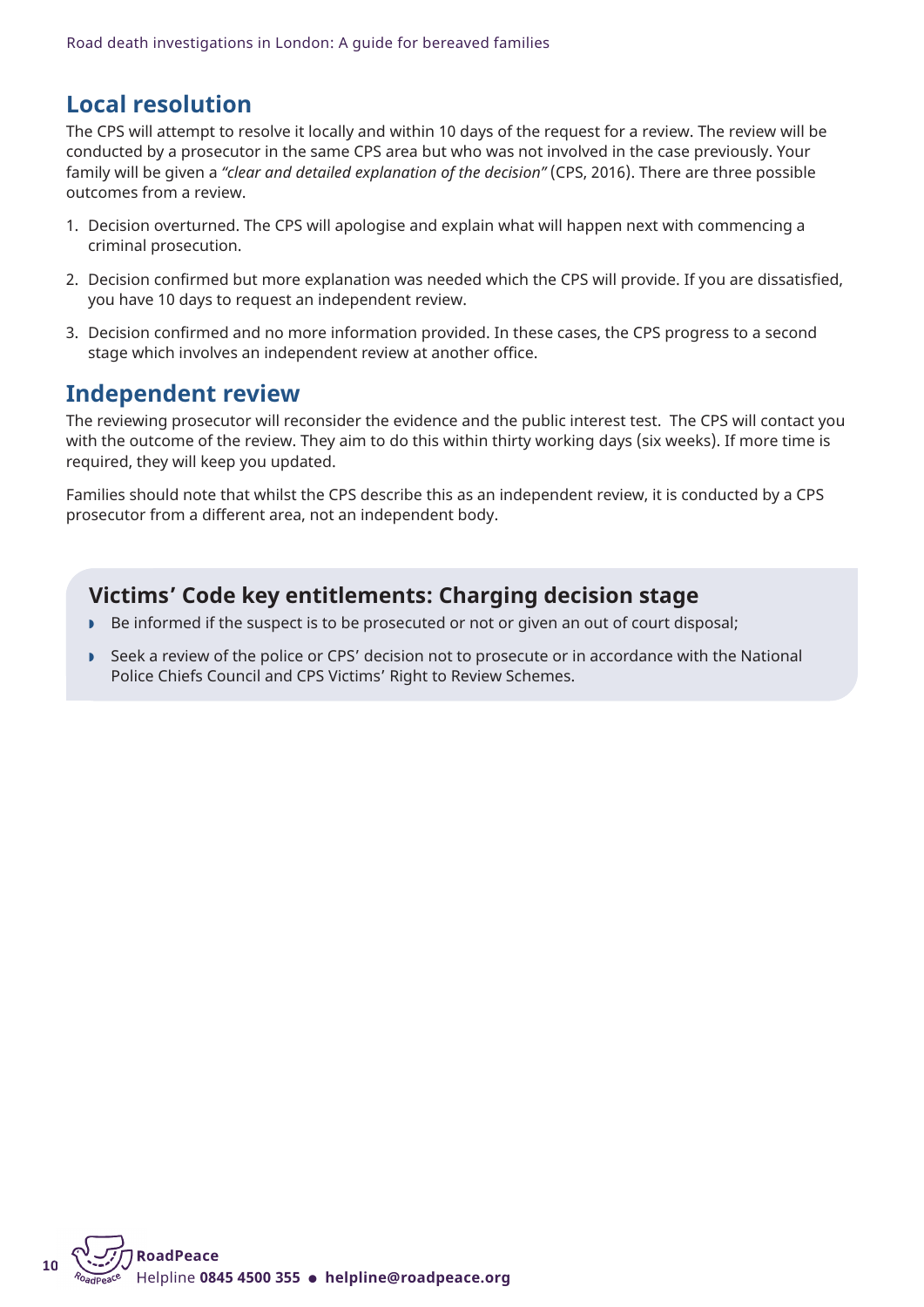## Local resolution

The CPS will attempt to resolve it locally and within 10 days of the request for a review. The review will be conducted by a prosecutor in the same CPS area but who was not involved in the case previously. Your family will be given a *"clear and detailed explanation of the decision"* (CPS, 2016). There are three possible outcomes from a review.

1. Decision overturned. The CPS will apologise and explain what will happen next with commencing a criminal prosecution.
2. Decision confirmed but more explanation was needed which the CPS will provide. If you are dissatisfied, you have 10 days to request an independent review.
3. Decision confirmed and no more information provided. In these cases, the CPS progress to a second stage which involves an independent review at another office.

## Independent review

The reviewing prosecutor will reconsider the evidence and the public interest test. The CPS will contact you with the outcome of the review. They aim to do this within thirty working days (six weeks). If more time is required, they will keep you updated.

Families should note that whilst the CPS describe this as an independent review, it is conducted by a CPS prosecutor from a different area, not an independent body.

### Victims' Code key entitlements: Charging decision stage

- Be informed if the suspect is to be prosecuted or not or given an out of court disposal;
- Seek a review of the police or CPS' decision not to prosecute or in accordance with the National Police Chiefs Council and CPS Victims' Right to Review Schemes.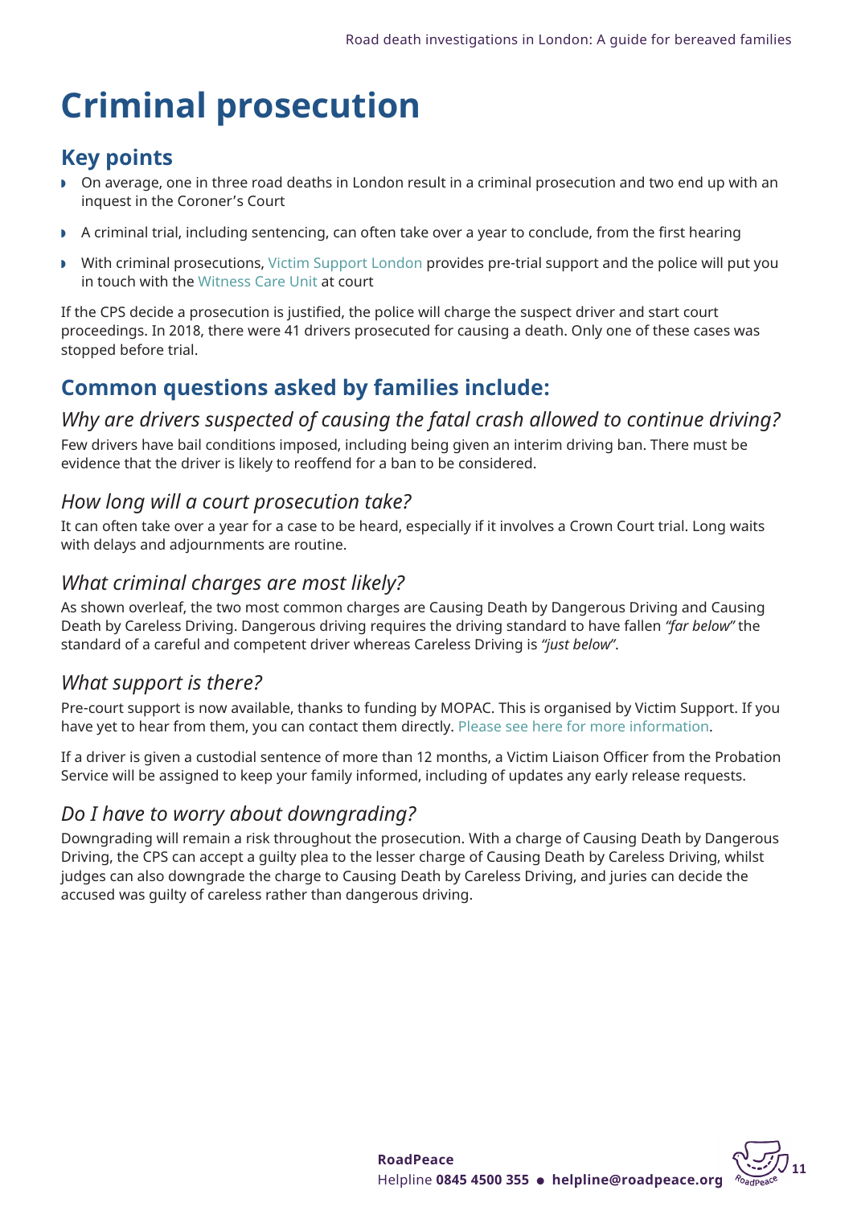# Criminal prosecution

## Key points

- On average, one in three road deaths in London result in a criminal prosecution and two end up with an inquest in the Coroner's Court
- A criminal trial, including sentencing, can often take over a year to conclude, from the first hearing
- With criminal prosecutions, Victim Support London provides pre-trial support and the police will put you in touch with the Witness Care Unit at court

If the CPS decide a prosecution is justified, the police will charge the suspect driver and start court proceedings. In 2018, there were 41 drivers prosecuted for causing a death. Only one of these cases was stopped before trial.

## Common questions asked by families include:

### *Why are drivers suspected of causing the fatal crash allowed to continue driving?*

Few drivers have bail conditions imposed, including being given an interim driving ban. There must be evidence that the driver is likely to reoffend for a ban to be considered.

### *How long will a court prosecution take?*

It can often take over a year for a case to be heard, especially if it involves a Crown Court trial. Long waits with delays and adjournments are routine.

### *What criminal charges are most likely?*

As shown overleaf, the two most common charges are Causing Death by Dangerous Driving and Causing Death by Careless Driving. Dangerous driving requires the driving standard to have fallen *"far below"* the standard of a careful and competent driver whereas Careless Driving is *"just below"*.

### *What support is there?*

Pre-court support is now available, thanks to funding by MOPAC. This is organised by Victim Support. If you have yet to hear from them, you can contact them directly. Please see here for more information.

If a driver is given a custodial sentence of more than 12 months, a Victim Liaison Officer from the Probation Service will be assigned to keep your family informed, including of updates any early release requests.

### *Do I have to worry about downgrading?*

Downgrading will remain a risk throughout the prosecution. With a charge of Causing Death by Dangerous Driving, the CPS can accept a guilty plea to the lesser charge of Causing Death by Careless Driving, whilst judges can also downgrade the charge to Causing Death by Careless Driving, and juries can decide the accused was guilty of careless rather than dangerous driving.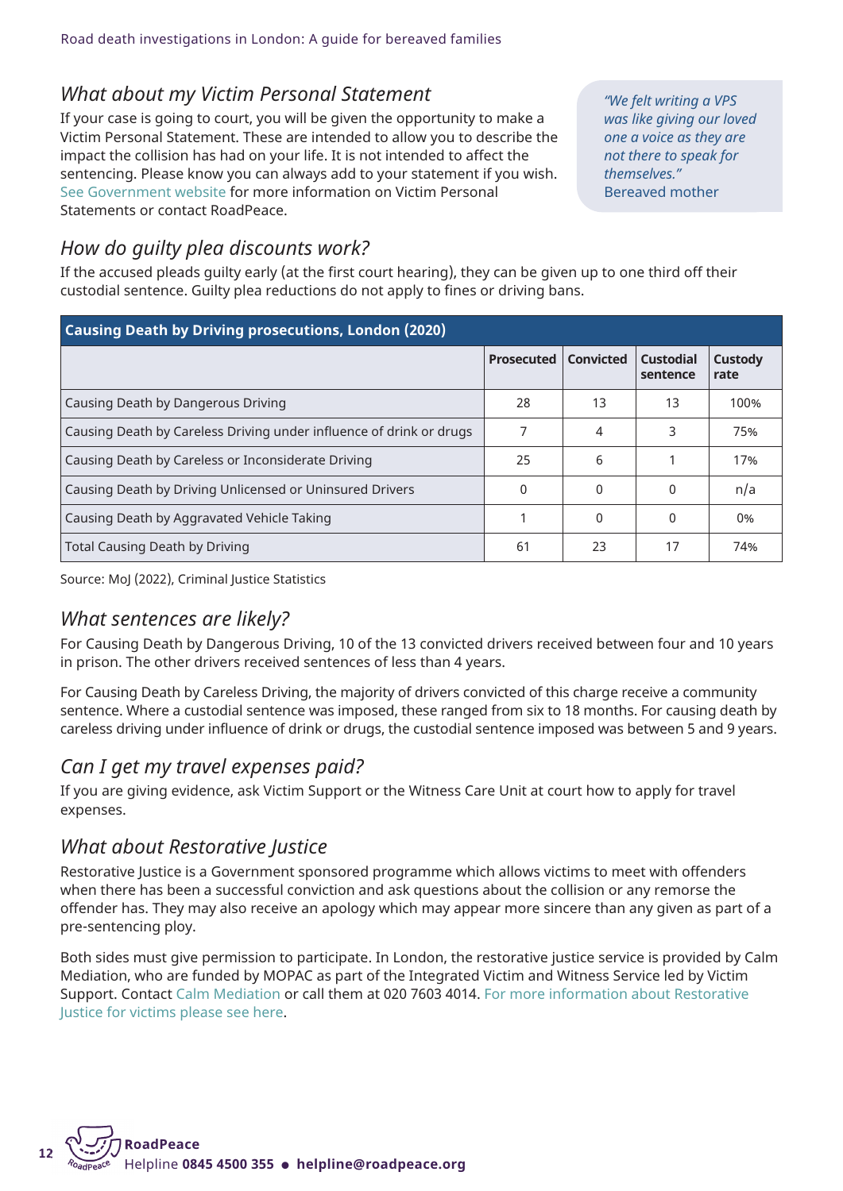## *What about my Victim Personal Statement*

If your case is going to court, you will be given the opportunity to make a Victim Personal Statement. These are intended to allow you to describe the impact the collision has had on your life. It is not intended to affect the sentencing. Please know you can always add to your statement if you wish. See Government website for more information on Victim Personal Statements or contact RoadPeace.

> *"We felt writing a VPS was like giving our loved one a voice as they are not there to speak for themselves."*
> Bereaved mother

## *How do guilty plea discounts work?*

If the accused pleads guilty early (at the first court hearing), they can be given up to one third off their custodial sentence. Guilty plea reductions do not apply to fines or driving bans.

**Causing Death by Driving prosecutions, London (2020)**

| | Prosecuted | Convicted | Custodial sentence | Custody rate |
|---|---|---|---|---|
| Causing Death by Dangerous Driving | 28 | 13 | 13 | 100% |
| Causing Death by Careless Driving under influence of drink or drugs | 7 | 4 | 3 | 75% |
| Causing Death by Careless or Inconsiderate Driving | 25 | 6 | 1 | 17% |
| Causing Death by Driving Unlicensed or Uninsured Drivers | 0 | 0 | 0 | n/a |
| Causing Death by Aggravated Vehicle Taking | 1 | 0 | 0 | 0% |
| Total Causing Death by Driving | 61 | 23 | 17 | 74% |

Source: MoJ (2022), Criminal Justice Statistics

## *What sentences are likely?*

For Causing Death by Dangerous Driving, 10 of the 13 convicted drivers received between four and 10 years in prison. The other drivers received sentences of less than 4 years.

For Causing Death by Careless Driving, the majority of drivers convicted of this charge receive a community sentence. Where a custodial sentence was imposed, these ranged from six to 18 months. For causing death by careless driving under influence of drink or drugs, the custodial sentence imposed was between 5 and 9 years.

## *Can I get my travel expenses paid?*

If you are giving evidence, ask Victim Support or the Witness Care Unit at court how to apply for travel expenses.

## *What about Restorative Justice*

Restorative Justice is a Government sponsored programme which allows victims to meet with offenders when there has been a successful conviction and ask questions about the collision or any remorse the offender has. They may also receive an apology which may appear more sincere than any given as part of a pre-sentencing ploy.

Both sides must give permission to participate. In London, the restorative justice service is provided by Calm Mediation, who are funded by MOPAC as part of the Integrated Victim and Witness Service led by Victim Support. Contact Calm Mediation or call them at 020 7603 4014. For more information about Restorative Justice for victims please see here.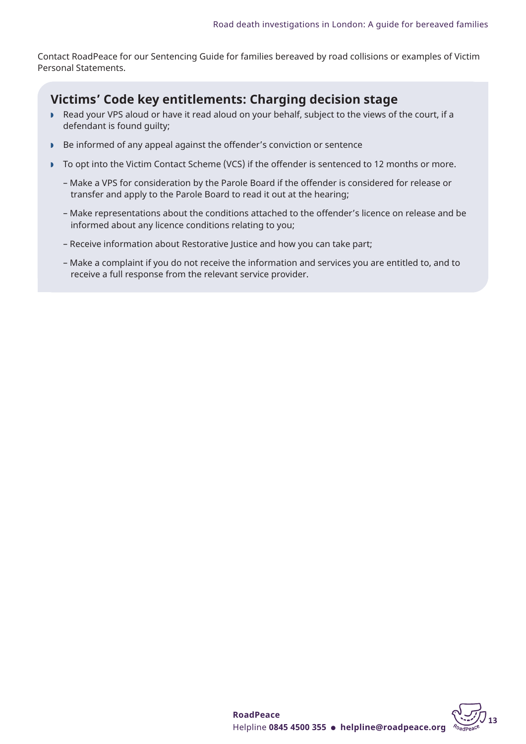Contact RoadPeace for our Sentencing Guide for families bereaved by road collisions or examples of Victim Personal Statements.

## Victims' Code key entitlements: Charging decision stage

- Read your VPS aloud or have it read aloud on your behalf, subject to the views of the court, if a defendant is found guilty;
- Be informed of any appeal against the offender's conviction or sentence
- To opt into the Victim Contact Scheme (VCS) if the offender is sentenced to 12 months or more.
  - Make a VPS for consideration by the Parole Board if the offender is considered for release or transfer and apply to the Parole Board to read it out at the hearing;
  - Make representations about the conditions attached to the offender's licence on release and be informed about any licence conditions relating to you;
  - Receive information about Restorative Justice and how you can take part;
  - Make a complaint if you do not receive the information and services you are entitled to, and to receive a full response from the relevant service provider.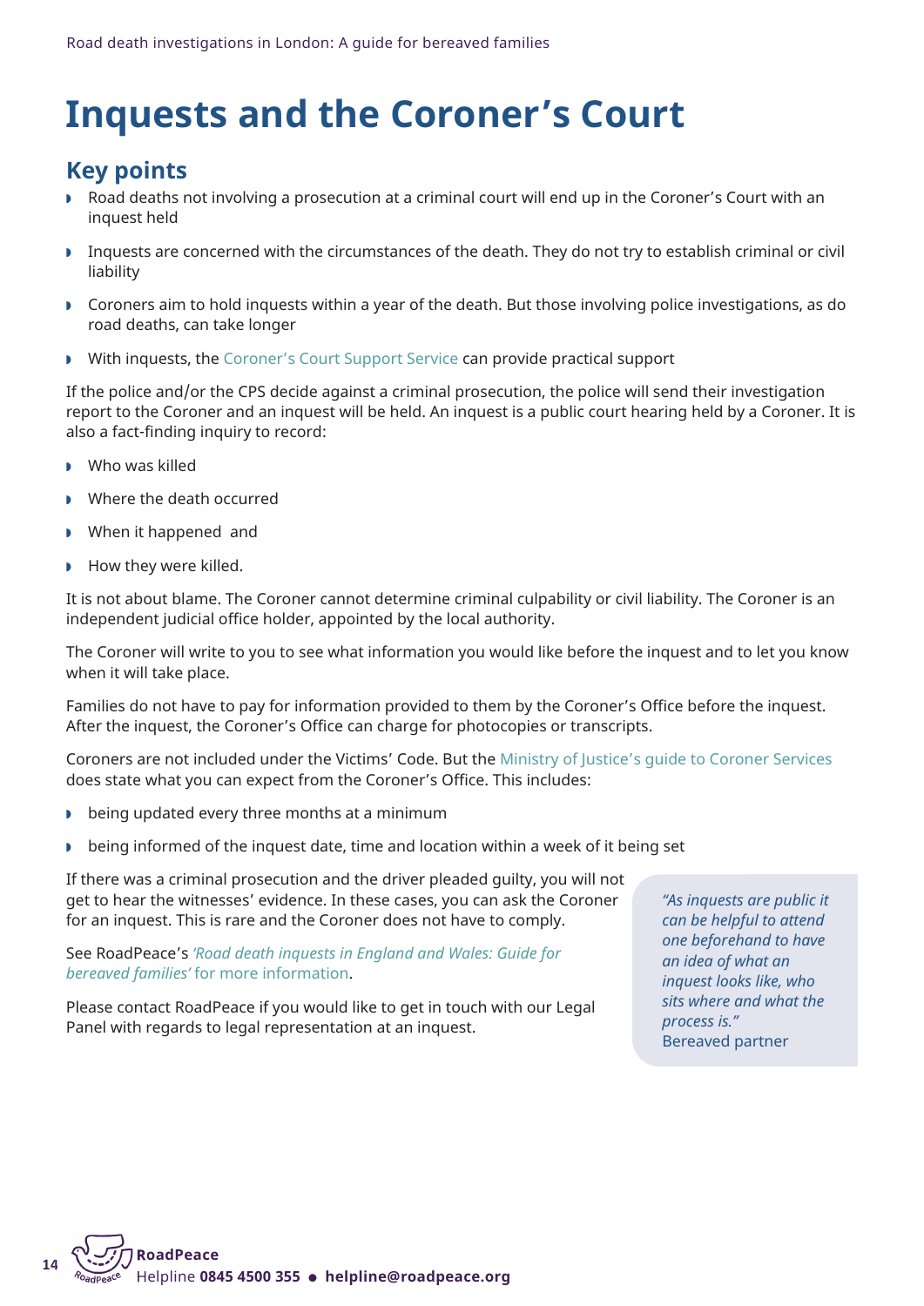# Inquests and the Coroner's Court

## Key points

- Road deaths not involving a prosecution at a criminal court will end up in the Coroner's Court with an inquest held
- Inquests are concerned with the circumstances of the death. They do not try to establish criminal or civil liability
- Coroners aim to hold inquests within a year of the death. But those involving police investigations, as do road deaths, can take longer
- With inquests, the Coroner's Court Support Service can provide practical support

If the police and/or the CPS decide against a criminal prosecution, the police will send their investigation report to the Coroner and an inquest will be held. An inquest is a public court hearing held by a Coroner. It is also a fact-finding inquiry to record:

- Who was killed
- Where the death occurred
- When it happened and
- How they were killed.

It is not about blame. The Coroner cannot determine criminal culpability or civil liability. The Coroner is an independent judicial office holder, appointed by the local authority.

The Coroner will write to you to see what information you would like before the inquest and to let you know when it will take place.

Families do not have to pay for information provided to them by the Coroner's Office before the inquest. After the inquest, the Coroner's Office can charge for photocopies or transcripts.

Coroners are not included under the Victims' Code. But the Ministry of Justice's guide to Coroner Services does state what you can expect from the Coroner's Office. This includes:

- being updated every three months at a minimum
- being informed of the inquest date, time and location within a week of it being set

If there was a criminal prosecution and the driver pleaded guilty, you will not get to hear the witnesses' evidence. In these cases, you can ask the Coroner for an inquest. This is rare and the Coroner does not have to comply.

See RoadPeace's *'Road death inquests in England and Wales: Guide for bereaved families'* for more information.

Please contact RoadPeace if you would like to get in touch with our Legal Panel with regards to legal representation at an inquest.

> *"As inquests are public it can be helpful to attend one beforehand to have an idea of what an inquest looks like, who sits where and what the process is."*
> Bereaved partner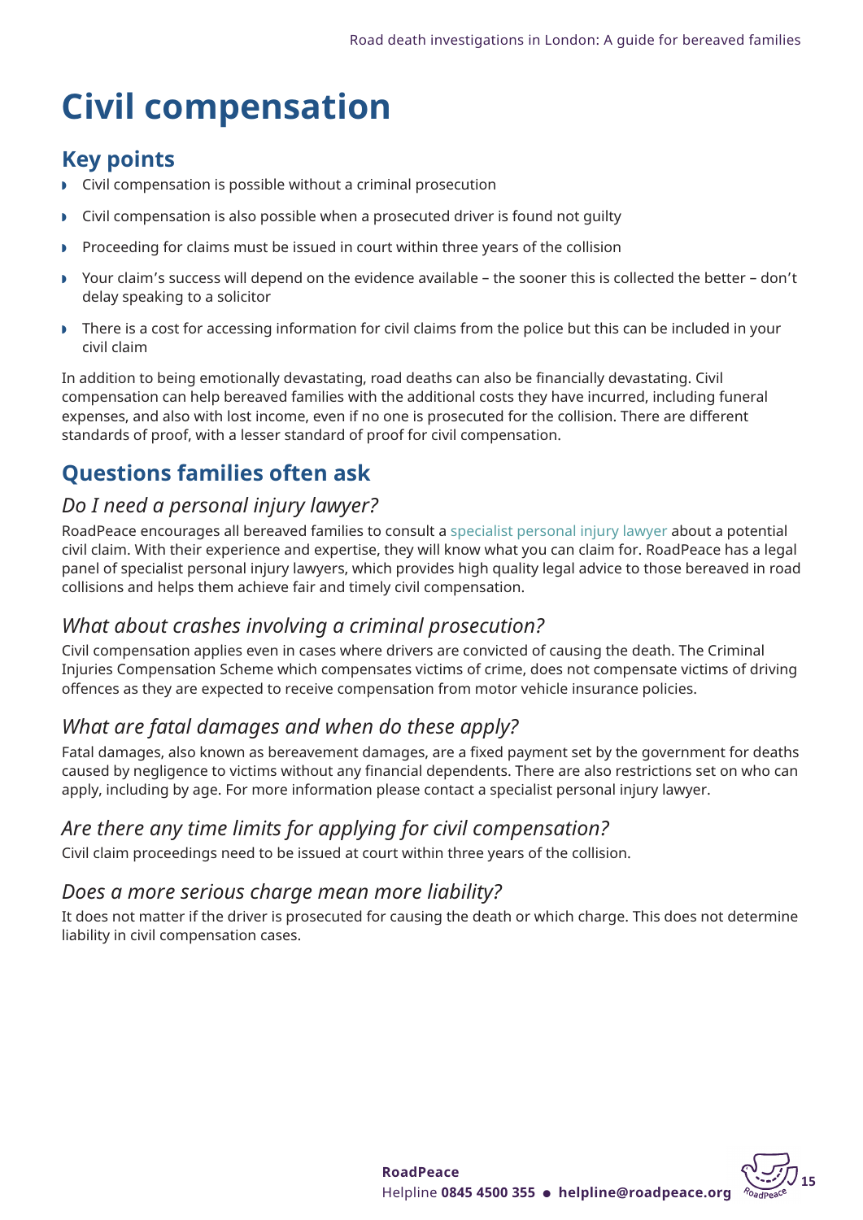# Civil compensation

## Key points

- Civil compensation is possible without a criminal prosecution
- Civil compensation is also possible when a prosecuted driver is found not guilty
- Proceeding for claims must be issued in court within three years of the collision
- Your claim's success will depend on the evidence available – the sooner this is collected the better – don't delay speaking to a solicitor
- There is a cost for accessing information for civil claims from the police but this can be included in your civil claim

In addition to being emotionally devastating, road deaths can also be financially devastating. Civil compensation can help bereaved families with the additional costs they have incurred, including funeral expenses, and also with lost income, even if no one is prosecuted for the collision. There are different standards of proof, with a lesser standard of proof for civil compensation.

## Questions families often ask

### *Do I need a personal injury lawyer?*

RoadPeace encourages all bereaved families to consult a specialist personal injury lawyer about a potential civil claim. With their experience and expertise, they will know what you can claim for. RoadPeace has a legal panel of specialist personal injury lawyers, which provides high quality legal advice to those bereaved in road collisions and helps them achieve fair and timely civil compensation.

### *What about crashes involving a criminal prosecution?*

Civil compensation applies even in cases where drivers are convicted of causing the death. The Criminal Injuries Compensation Scheme which compensates victims of crime, does not compensate victims of driving offences as they are expected to receive compensation from motor vehicle insurance policies.

### *What are fatal damages and when do these apply?*

Fatal damages, also known as bereavement damages, are a fixed payment set by the government for deaths caused by negligence to victims without any financial dependents. There are also restrictions set on who can apply, including by age. For more information please contact a specialist personal injury lawyer.

### *Are there any time limits for applying for civil compensation?*

Civil claim proceedings need to be issued at court within three years of the collision.

### *Does a more serious charge mean more liability?*

It does not matter if the driver is prosecuted for causing the death or which charge. This does not determine liability in civil compensation cases.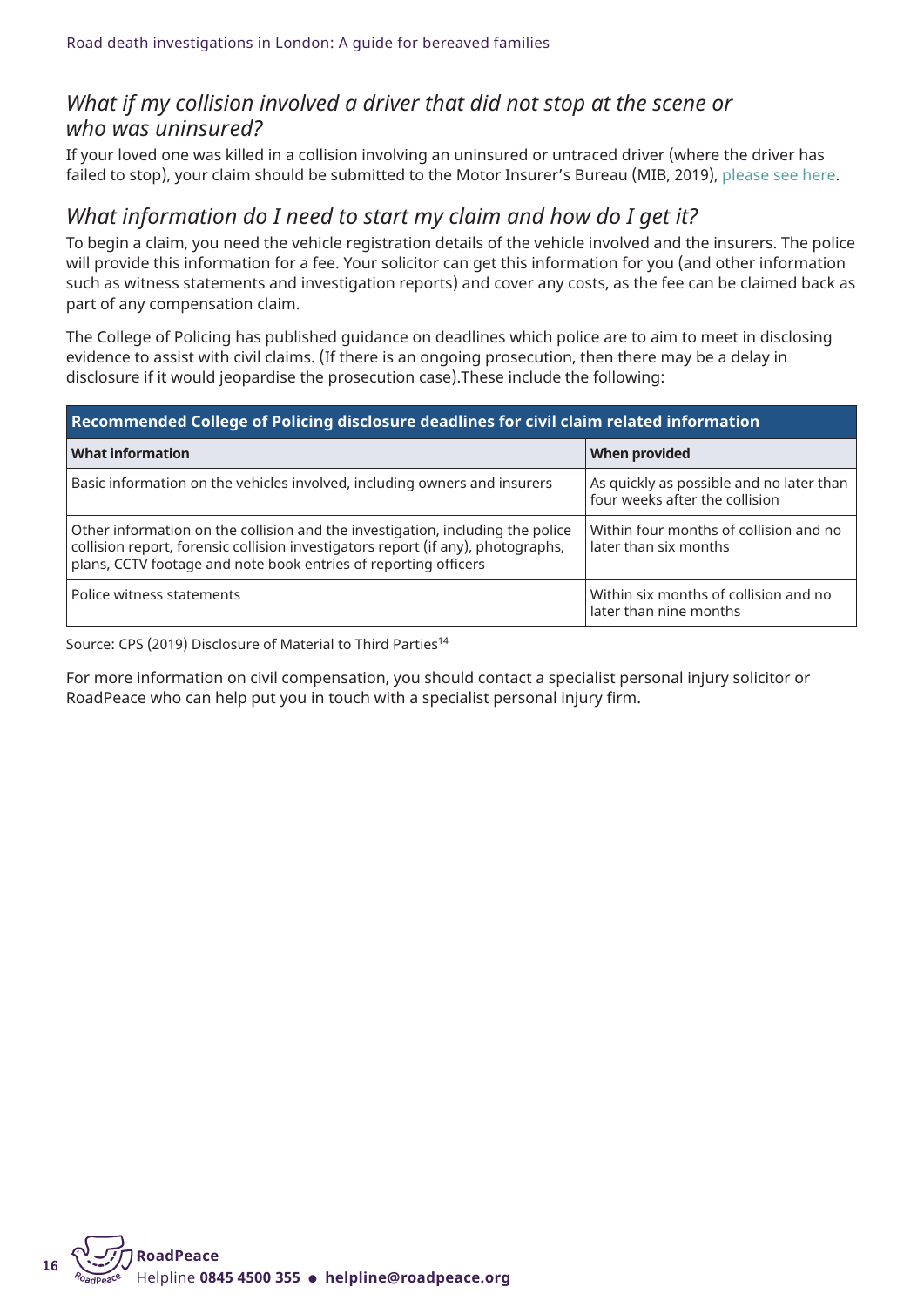## *What if my collision involved a driver that did not stop at the scene or who was uninsured?*

If your loved one was killed in a collision involving an uninsured or untraced driver (where the driver has failed to stop), your claim should be submitted to the Motor Insurer's Bureau (MIB, 2019), please see here.

## *What information do I need to start my claim and how do I get it?*

To begin a claim, you need the vehicle registration details of the vehicle involved and the insurers. The police will provide this information for a fee. Your solicitor can get this information for you (and other information such as witness statements and investigation reports) and cover any costs, as the fee can be claimed back as part of any compensation claim.

The College of Policing has published guidance on deadlines which police are to aim to meet in disclosing evidence to assist with civil claims. (If there is an ongoing prosecution, then there may be a delay in disclosure if it would jeopardise the prosecution case).These include the following:

| **Recommended College of Policing disclosure deadlines for civil claim related information** | |
|---|---|
| **What information** | **When provided** |
| Basic information on the vehicles involved, including owners and insurers | As quickly as possible and no later than four weeks after the collision |
| Other information on the collision and the investigation, including the police collision report, forensic collision investigators report (if any), photographs, plans, CCTV footage and note book entries of reporting officers | Within four months of collision and no later than six months |
| Police witness statements | Within six months of collision and no later than nine months |

Source: CPS (2019) Disclosure of Material to Third Parties[14]

For more information on civil compensation, you should contact a specialist personal injury solicitor or RoadPeace who can help put you in touch with a specialist personal injury firm.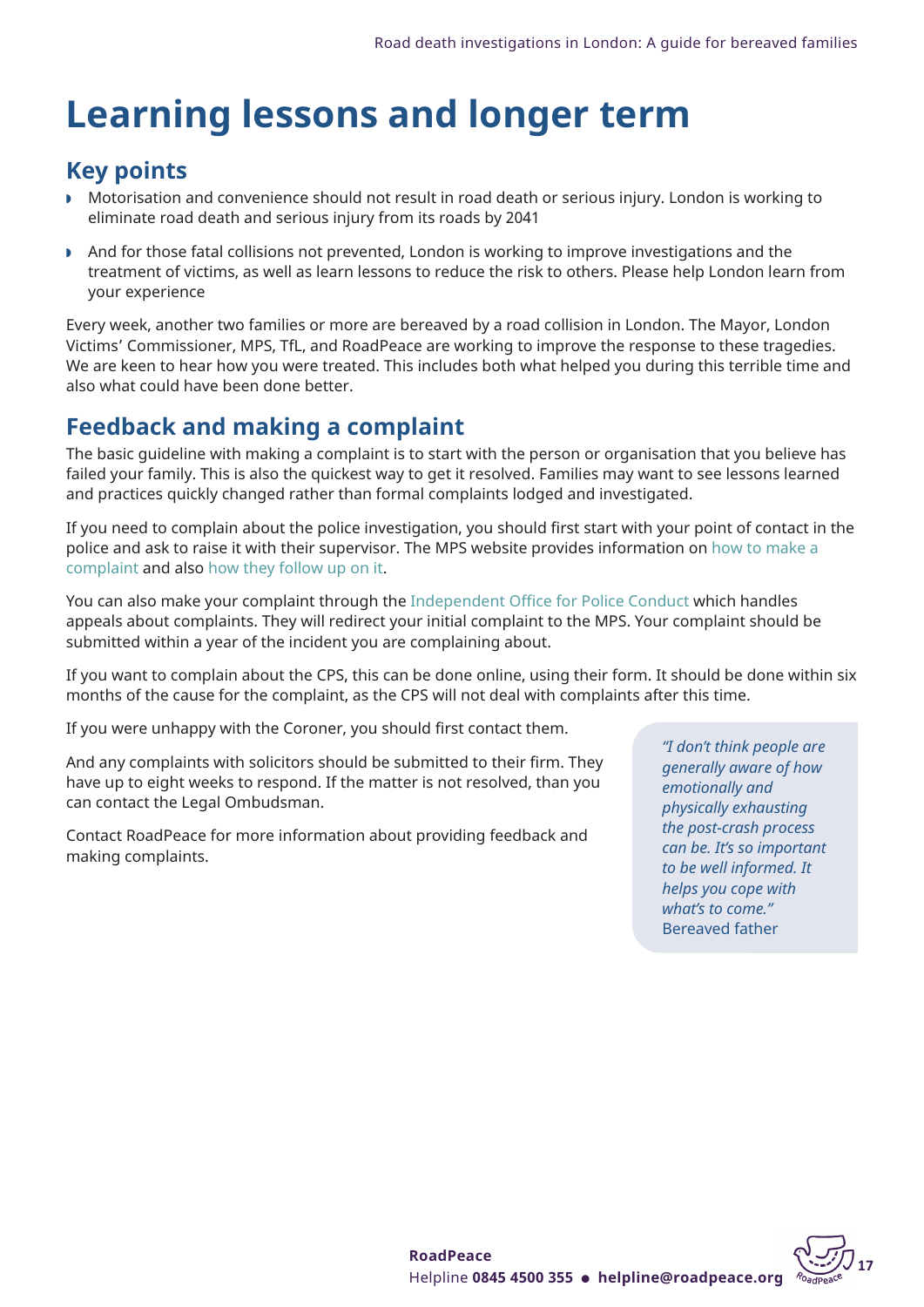# Learning lessons and longer term

## Key points

- Motorisation and convenience should not result in road death or serious injury. London is working to eliminate road death and serious injury from its roads by 2041
- And for those fatal collisions not prevented, London is working to improve investigations and the treatment of victims, as well as learn lessons to reduce the risk to others. Please help London learn from your experience

Every week, another two families or more are bereaved by a road collision in London. The Mayor, London Victims' Commissioner, MPS, TfL, and RoadPeace are working to improve the response to these tragedies. We are keen to hear how you were treated. This includes both what helped you during this terrible time and also what could have been done better.

## Feedback and making a complaint

The basic guideline with making a complaint is to start with the person or organisation that you believe has failed your family. This is also the quickest way to get it resolved. Families may want to see lessons learned and practices quickly changed rather than formal complaints lodged and investigated.

If you need to complain about the police investigation, you should first start with your point of contact in the police and ask to raise it with their supervisor. The MPS website provides information on how to make a complaint and also how they follow up on it.

You can also make your complaint through the Independent Office for Police Conduct which handles appeals about complaints. They will redirect your initial complaint to the MPS. Your complaint should be submitted within a year of the incident you are complaining about.

If you want to complain about the CPS, this can be done online, using their form. It should be done within six months of the cause for the complaint, as the CPS will not deal with complaints after this time.

If you were unhappy with the Coroner, you should first contact them.

And any complaints with solicitors should be submitted to their firm. They have up to eight weeks to respond. If the matter is not resolved, than you can contact the Legal Ombudsman.

Contact RoadPeace for more information about providing feedback and making complaints.

> *"I don't think people are generally aware of how emotionally and physically exhausting the post-crash process can be. It's so important to be well informed. It helps you cope with what's to come."*
> Bereaved father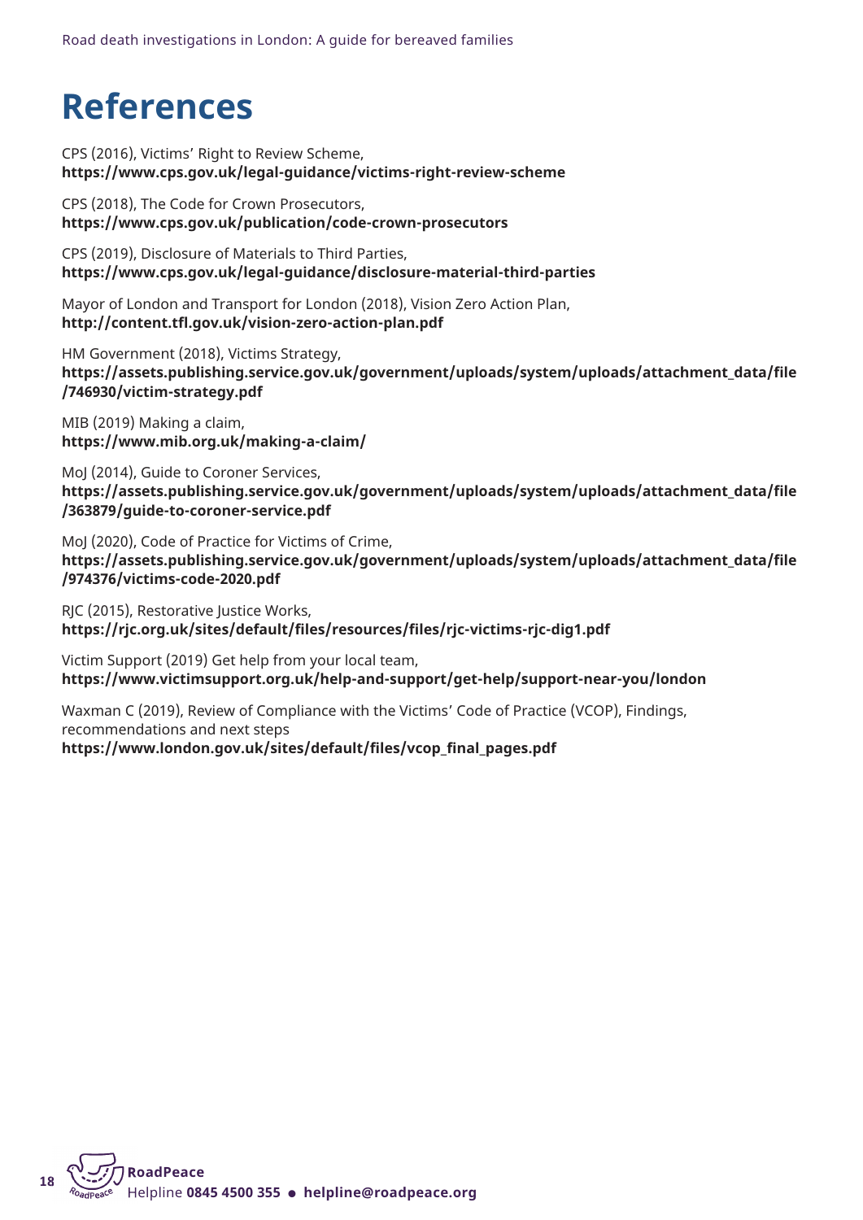# References

CPS (2016), Victims' Right to Review Scheme,
**https://www.cps.gov.uk/legal-guidance/victims-right-review-scheme**

CPS (2018), The Code for Crown Prosecutors,
**https://www.cps.gov.uk/publication/code-crown-prosecutors**

CPS (2019), Disclosure of Materials to Third Parties,
**https://www.cps.gov.uk/legal-guidance/disclosure-material-third-parties**

Mayor of London and Transport for London (2018), Vision Zero Action Plan,
**http://content.tfl.gov.uk/vision-zero-action-plan.pdf**

HM Government (2018), Victims Strategy,
**https://assets.publishing.service.gov.uk/government/uploads/system/uploads/attachment_data/file/746930/victim-strategy.pdf**

MIB (2019) Making a claim,
**https://www.mib.org.uk/making-a-claim/**

MoJ (2014), Guide to Coroner Services,
**https://assets.publishing.service.gov.uk/government/uploads/system/uploads/attachment_data/file/363879/guide-to-coroner-service.pdf**

MoJ (2020), Code of Practice for Victims of Crime,
**https://assets.publishing.service.gov.uk/government/uploads/system/uploads/attachment_data/file/974376/victims-code-2020.pdf**

RJC (2015), Restorative Justice Works,
**https://rjc.org.uk/sites/default/files/resources/files/rjc-victims-rjc-dig1.pdf**

Victim Support (2019) Get help from your local team,
**https://www.victimsupport.org.uk/help-and-support/get-help/support-near-you/london**

Waxman C (2019), Review of Compliance with the Victims' Code of Practice (VCOP), Findings, recommendations and next steps
**https://www.london.gov.uk/sites/default/files/vcop_final_pages.pdf**

**RoadPeace**
Helpline **0845 4500 355** ● **helpline@roadpeace.org**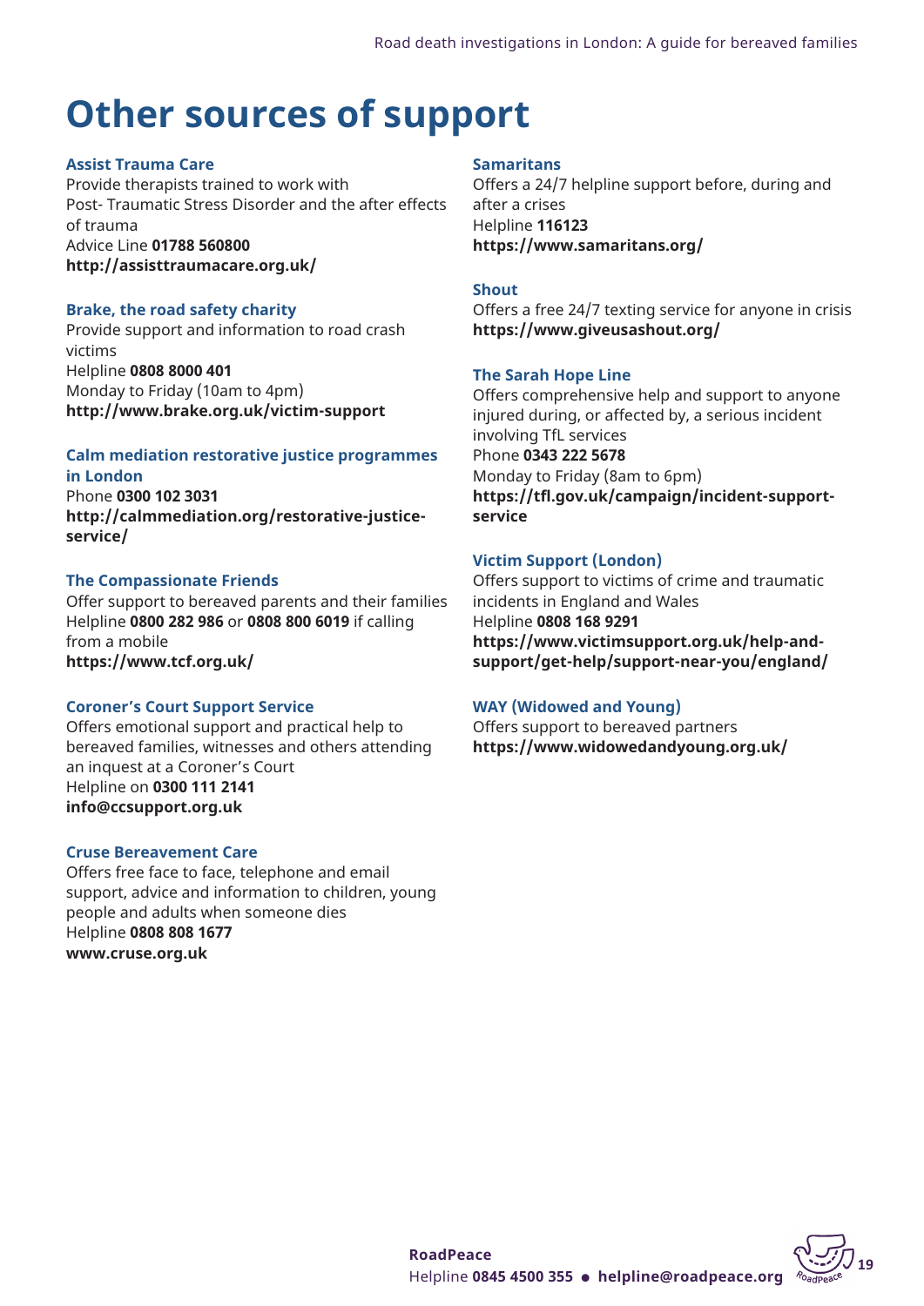# Other sources of support

### Assist Trauma Care

Provide therapists trained to work with Post- Traumatic Stress Disorder and the after effects of trauma
Advice Line **01788 560800**
**http://assisttraumacare.org.uk/**

### Brake, the road safety charity

Provide support and information to road crash victims
Helpline **0808 8000 401**
Monday to Friday (10am to 4pm)
**http://www.brake.org.uk/victim-support**

### Calm mediation restorative justice programmes in London

Phone **0300 102 3031**
**http://calmmediation.org/restorative-justice-service/**

### The Compassionate Friends

Offer support to bereaved parents and their families
Helpline **0800 282 986** or **0808 800 6019** if calling from a mobile
**https://www.tcf.org.uk/**

### Coroner's Court Support Service

Offers emotional support and practical help to bereaved families, witnesses and others attending an inquest at a Coroner's Court
Helpline on **0300 111 2141**
**info@ccsupport.org.uk**

### Cruse Bereavement Care

Offers free face to face, telephone and email support, advice and information to children, young people and adults when someone dies
Helpline **0808 808 1677**
**www.cruse.org.uk**

### Samaritans

Offers a 24/7 helpline support before, during and after a crises
Helpline **116123**
**https://www.samaritans.org/**

### Shout

Offers a free 24/7 texting service for anyone in crisis
**https://www.giveusashout.org/**

### The Sarah Hope Line

Offers comprehensive help and support to anyone injured during, or affected by, a serious incident involving TfL services
Phone **0343 222 5678**
Monday to Friday (8am to 6pm)
**https://tfl.gov.uk/campaign/incident-support-service**

### Victim Support (London)

Offers support to victims of crime and traumatic incidents in England and Wales
Helpline **0808 168 9291**
**https://www.victimsupport.org.uk/help-and-support/get-help/support-near-you/england/**

### WAY (Widowed and Young)

Offers support to bereaved partners
**https://www.widowedandyoung.org.uk/**

**RoadPeace**
Helpline **0845 4500 355** ● **helpline@roadpeace.org**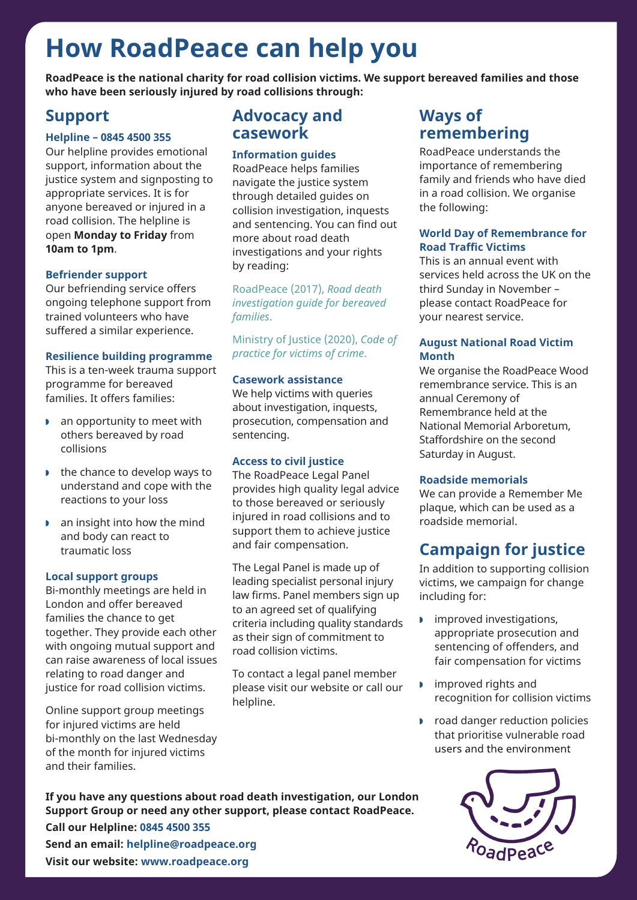# How RoadPeace can help you

**RoadPeace is the national charity for road collision victims. We support bereaved families and those who have been seriously injured by road collisions through:**

## Support

### Helpline – 0845 4500 355

Our helpline provides emotional support, information about the justice system and signposting to appropriate services. It is for anyone bereaved or injured in a road collision. The helpline is open **Monday to Friday** from **10am to 1pm**.

### Befriender support

Our befriending service offers ongoing telephone support from trained volunteers who have suffered a similar experience.

### Resilience building programme

This is a ten-week trauma support programme for bereaved families. It offers families:

- an opportunity to meet with others bereaved by road collisions
- the chance to develop ways to understand and cope with the reactions to your loss
- an insight into how the mind and body can react to traumatic loss

### Local support groups

Bi-monthly meetings are held in London and offer bereaved families the chance to get together. They provide each other with ongoing mutual support and can raise awareness of local issues relating to road danger and justice for road collision victims.

Online support group meetings for injured victims are held bi-monthly on the last Wednesday of the month for injured victims and their families.

## Advocacy and casework

### Information guides

RoadPeace helps families navigate the justice system through detailed guides on collision investigation, inquests and sentencing. You can find out more about road death investigations and your rights by reading:

RoadPeace (2017), *Road death investigation guide for bereaved families*.

Ministry of Justice (2020), *Code of practice for victims of crime*.

### Casework assistance

We help victims with queries about investigation, inquests, prosecution, compensation and sentencing.

### Access to civil justice

The RoadPeace Legal Panel provides high quality legal advice to those bereaved or seriously injured in road collisions and to support them to achieve justice and fair compensation.

The Legal Panel is made up of leading specialist personal injury law firms. Panel members sign up to an agreed set of qualifying criteria including quality standards as their sign of commitment to road collision victims.

To contact a legal panel member please visit our website or call our helpline.

## Ways of remembering

RoadPeace understands the importance of remembering family and friends who have died in a road collision. We organise the following:

### World Day of Remembrance for Road Traffic Victims

This is an annual event with services held across the UK on the third Sunday in November – please contact RoadPeace for your nearest service.

### August National Road Victim Month

We organise the RoadPeace Wood remembrance service. This is an annual Ceremony of Remembrance held at the National Memorial Arboretum, Staffordshire on the second Saturday in August.

### Roadside memorials

We can provide a Remember Me plaque, which can be used as a roadside memorial.

## Campaign for justice

In addition to supporting collision victims, we campaign for change including for:

- improved investigations, appropriate prosecution and sentencing of offenders, and fair compensation for victims
- improved rights and recognition for collision victims
- road danger reduction policies that prioritise vulnerable road users and the environment

**If you have any questions about road death investigation, our London Support Group or need any other support, please contact RoadPeace.**

**Call our Helpline:** 0845 4500 355

**Send an email:** helpline@roadpeace.org

**Visit our website:** www.roadpeace.org

RoadPeace